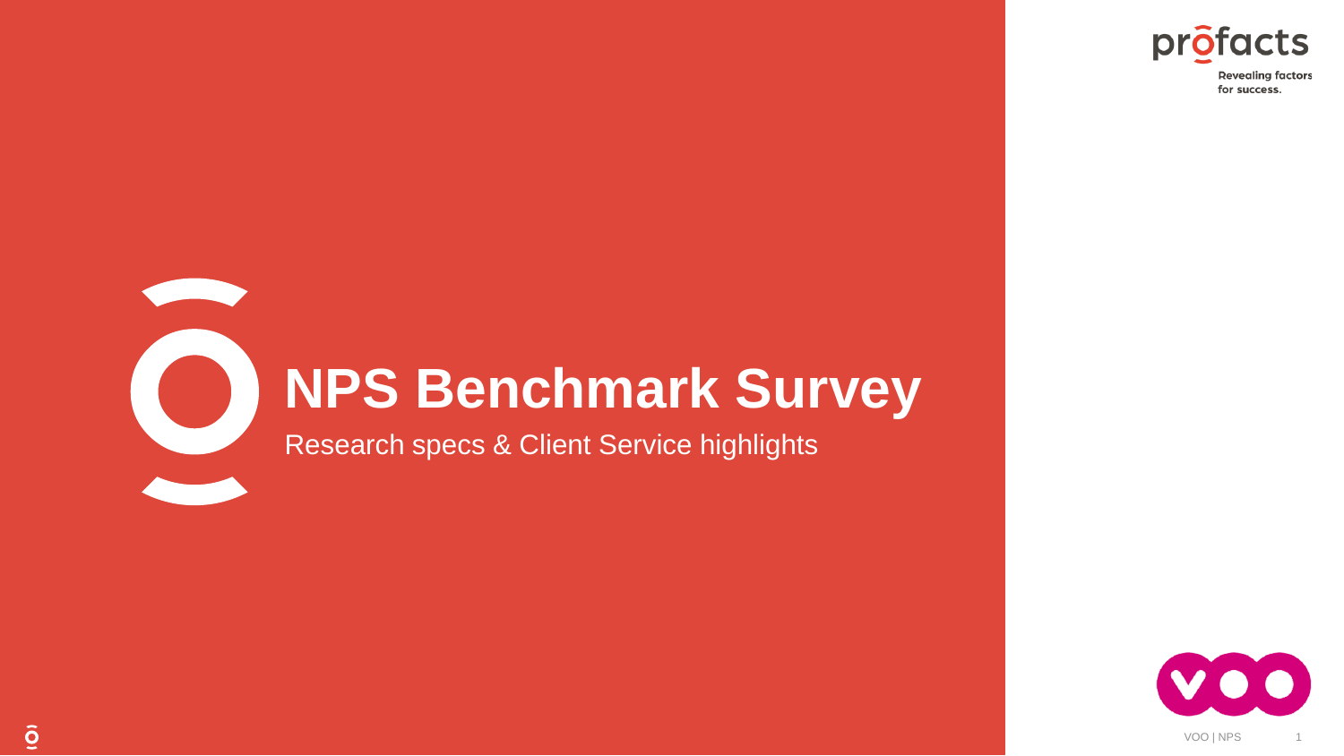# NPS Benchmark Survey

Research specs & Client Service highlights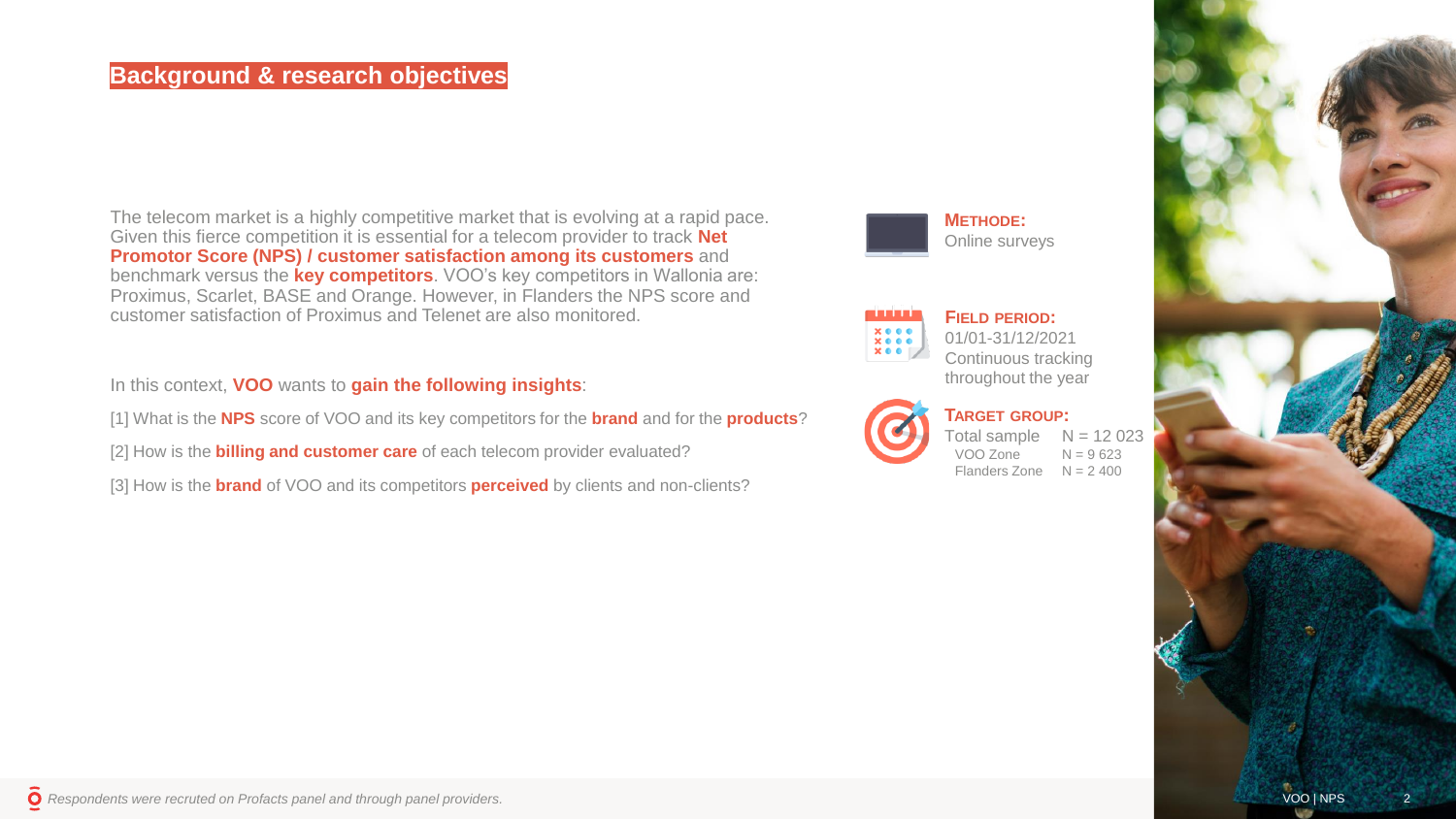## Background & research objectives

The telecom market is a highly competitive market that is evolving at a rapid pace. Given this fierce competition it is essential for a telecom provider to track **Net Promotor Score (NPS) / customer satisfaction among its customers** and benchmark versus the **key competitors**. VOO's key competitors in Wallonia are: Proximus, Scarlet, BASE and Orange. However, in Flanders the NPS score and customer satisfaction of Proximus and Telenet are also monitored.

In this context, **VOO** wants to **gain the following insights**:

[1] What is the **NPS** score of VOO and its key competitors for the **brand** and for the **products**?

[2] How is the **billing and customer care** of each telecom provider evaluated?

[3] How is the **brand** of VOO and its competitors **perceived** by clients and non-clients?

**METHODE:**
Online surveys

**FIELD PERIOD:**
01/01-31/12/2021
Continuous tracking throughout the year

**TARGET GROUP:**

| | |
|---|---|
| Total sample | N = 12 023 |
| VOO Zone | N = 9 623 |
| Flanders Zone | N = 2 400 |

*Respondents were recruted on Profacts panel and through panel providers.*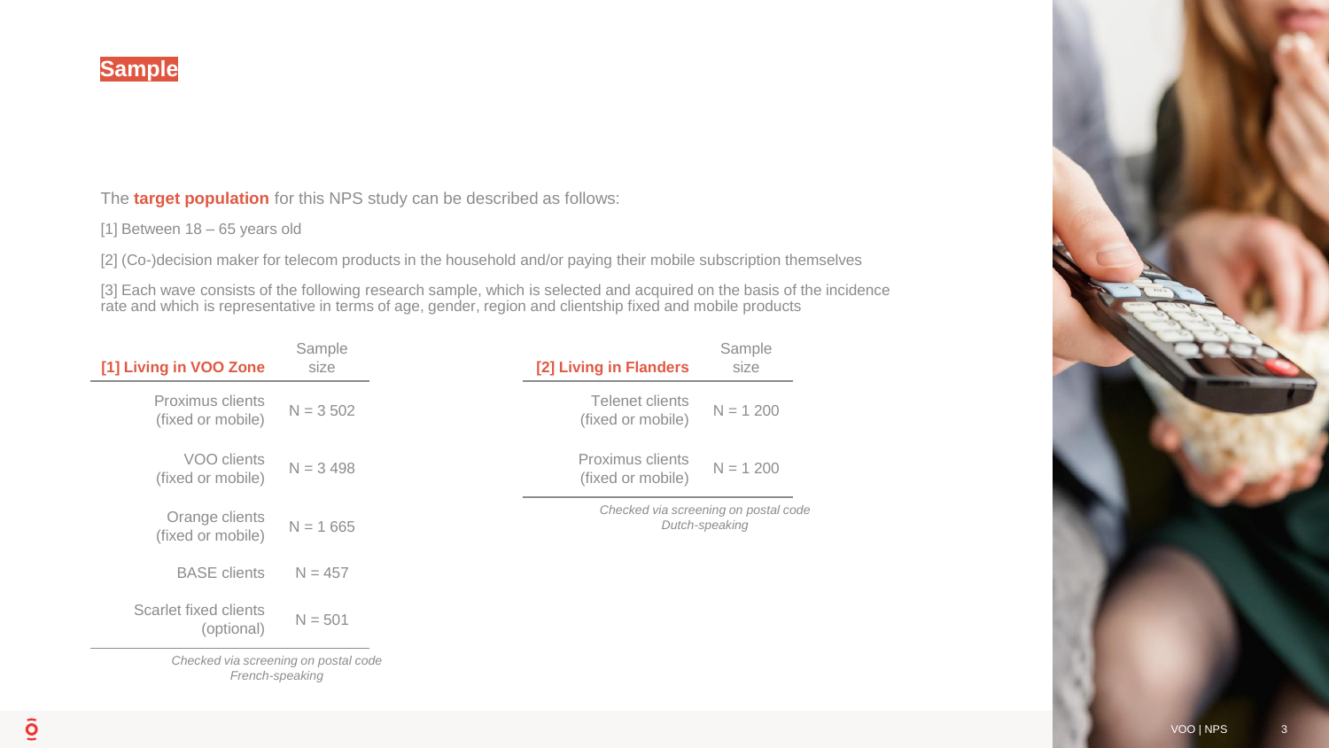# Sample

The **target population** for this NPS study can be described as follows:

[1] Between 18 – 65 years old

[2] (Co-)decision maker for telecom products in the household and/or paying their mobile subscription themselves

[3] Each wave consists of the following research sample, which is selected and acquired on the basis of the incidence rate and which is representative in terms of age, gender, region and clientship fixed and mobile products

| **[1] Living in VOO Zone** | Sample size |
|---|---|
| Proximus clients (fixed or mobile) | N = 3 502 |
| VOO clients (fixed or mobile) | N = 3 498 |
| Orange clients (fixed or mobile) | N = 1 665 |
| BASE clients | N = 457 |
| Scarlet fixed clients (optional) | N = 501 |

*Checked via screening on postal code French-speaking*

| **[2] Living in Flanders** | Sample size |
|---|---|
| Telenet clients (fixed or mobile) | N = 1 200 |
| Proximus clients (fixed or mobile) | N = 1 200 |

*Checked via screening on postal code Dutch-speaking*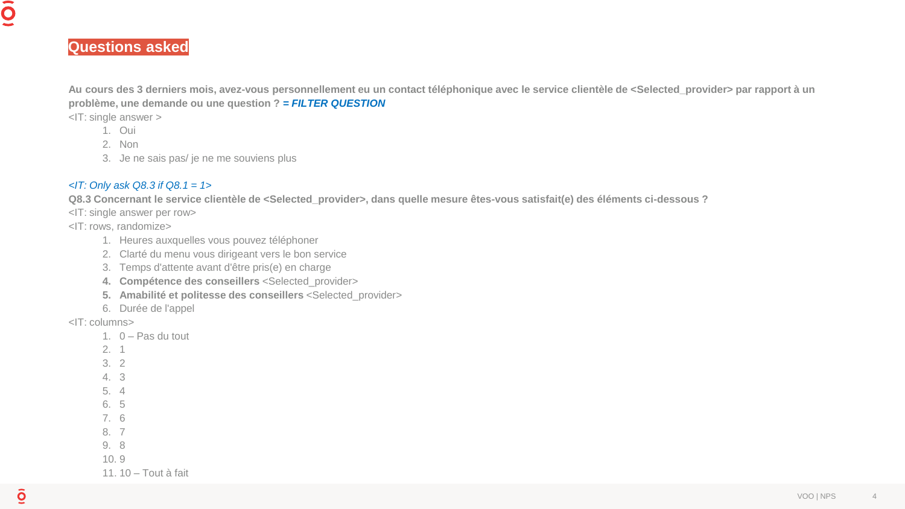## Questions asked

**Au cours des 3 derniers mois, avez-vous personnellement eu un contact téléphonique avec le service clientèle de <Selected_provider> par rapport à un problème, une demande ou une question ?** ***= FILTER QUESTION***

<IT: single answer >

1. Oui
2. Non
3. Je ne sais pas/ je ne me souviens plus

*<IT: Only ask Q8.3 if Q8.1 = 1>*

**Q8.3 Concernant le service clientèle de <Selected_provider>, dans quelle mesure êtes-vous satisfait(e) des éléments ci-dessous ?**

<IT: single answer per row>

<IT: rows, randomize>

1. Heures auxquelles vous pouvez téléphoner
2. Clarté du menu vous dirigeant vers le bon service
3. Temps d'attente avant d'être pris(e) en charge
4. **Compétence des conseillers** <Selected_provider>
5. **Amabilité et politesse des conseillers** <Selected_provider>
6. Durée de l'appel

<IT: columns>

1. 0 – Pas du tout
2. 1
3. 2
4. 3
5. 4
6. 5
7. 6
8. 7
9. 8
10. 9
11. 10 – Tout à fait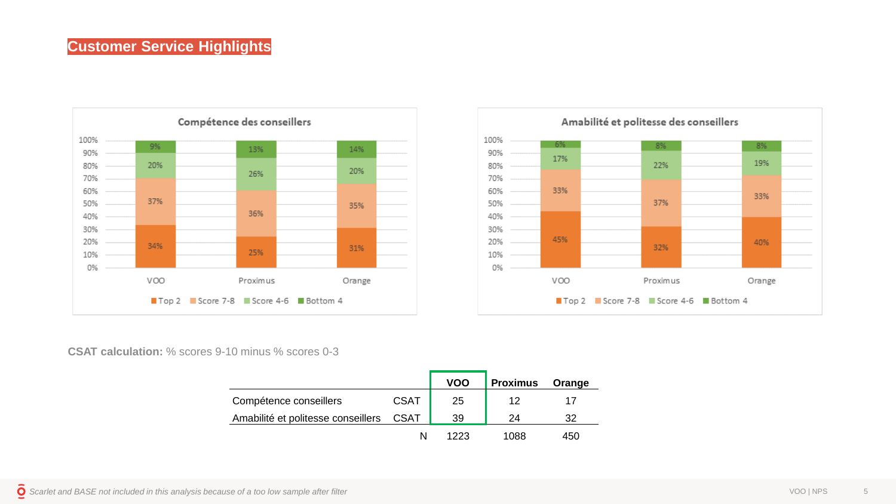# Customer Service Highlights

Compétence des conseillers

100%
90%
80%
70%
60%
50%
40%
30%
20%
10%
0%

VOO: 9%, 20%, 37%, 34%
Proximus: 13%, 26%, 36%, 25%
Orange: 14%, 20%, 35%, 31%

Top 2 · Score 7-8 · Score 4-6 · Bottom 4

Amabilité et politesse des conseillers

100%
90%
80%
70%
60%
50%
40%
30%
20%
10%
0%

VOO: 6%, 17%, 33%, 45%
Proximus: 8%, 22%, 37%, 32%
Orange: 8%, 19%, 33%, 40%

Top 2 · Score 7-8 · Score 4-6 · Bottom 4

**CSAT calculation:** % scores 9-10 minus % scores 0-3

| | | VOO | Proximus | Orange |
|---|---|---|---|---|
| Compétence conseillers | CSAT | 25 | 12 | 17 |
| Amabilité et politesse conseillers | CSAT | 39 | 24 | 32 |
| | N | 1223 | 1088 | 450 |

*Scarlet and BASE not included in this analysis because of a too low sample after filter*